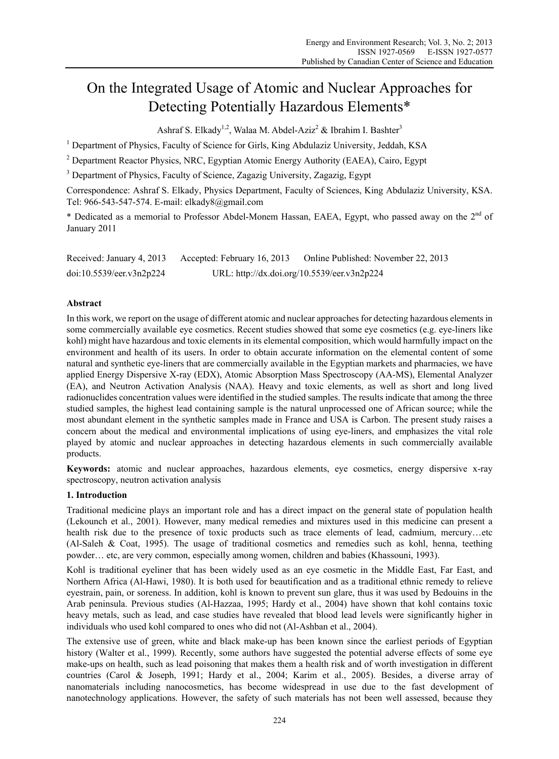# On the Integrated Usage of Atomic and Nuclear Approaches for Detecting Potentially Hazardous Elements*

Ashraf S. Elkady[1,2], Walaa M. Abdel-Aziz[2] & Ibrahim I. Bashter[3]

[1] Department of Physics, Faculty of Science for Girls, King Abdulaziz University, Jeddah, KSA

[2] Department Reactor Physics, NRC, Egyptian Atomic Energy Authority (EAEA), Cairo, Egypt

[3] Department of Physics, Faculty of Science, Zagazig University, Zagazig, Egypt

Correspondence: Ashraf S. Elkady, Physics Department, Faculty of Sciences, King Abdulaziz University, KSA. Tel: 966-543-547-574. E-mail: elkady8@gmail.com

* Dedicated as a memorial to Professor Abdel-Monem Hassan, EAEA, Egypt, who passed away on the 2nd of January 2011

Received: January 4, 2013 Accepted: February 16, 2013 Online Published: November 22, 2013

doi:10.5539/eer.v3n2p224 URL: http://dx.doi.org/10.5539/eer.v3n2p224

## Abstract

In this work, we report on the usage of different atomic and nuclear approaches for detecting hazardous elements in some commercially available eye cosmetics. Recent studies showed that some eye cosmetics (e.g. eye-liners like kohl) might have hazardous and toxic elements in its elemental composition, which would harmfully impact on the environment and health of its users. In order to obtain accurate information on the elemental content of some natural and synthetic eye-liners that are commercially available in the Egyptian markets and pharmacies, we have applied Energy Dispersive X-ray (EDX), Atomic Absorption Mass Spectroscopy (AA-MS), Elemental Analyzer (EA), and Neutron Activation Analysis (NAA). Heavy and toxic elements, as well as short and long lived radionuclides concentration values were identified in the studied samples. The results indicate that among the three studied samples, the highest lead containing sample is the natural unprocessed one of African source; while the most abundant element in the synthetic samples made in France and USA is Carbon. The present study raises a concern about the medical and environmental implications of using eye-liners, and emphasizes the vital role played by atomic and nuclear approaches in detecting hazardous elements in such commercially available products.

**Keywords:** atomic and nuclear approaches, hazardous elements, eye cosmetics, energy dispersive x-ray spectroscopy, neutron activation analysis

## 1. Introduction

Traditional medicine plays an important role and has a direct impact on the general state of population health (Lekounch et al., 2001). However, many medical remedies and mixtures used in this medicine can present a health risk due to the presence of toxic products such as trace elements of lead, cadmium, mercury…etc (Al-Saleh & Coat, 1995). The usage of traditional cosmetics and remedies such as kohl, henna, teething powder… etc, are very common, especially among women, children and babies (Khassouni, 1993).

Kohl is traditional eyeliner that has been widely used as an eye cosmetic in the Middle East, Far East, and Northern Africa (Al-Hawi, 1980). It is both used for beautification and as a traditional ethnic remedy to relieve eyestrain, pain, or soreness. In addition, kohl is known to prevent sun glare, thus it was used by Bedouins in the Arab peninsula. Previous studies (Al-Hazzaa, 1995; Hardy et al., 2004) have shown that kohl contains toxic heavy metals, such as lead, and case studies have revealed that blood lead levels were significantly higher in individuals who used kohl compared to ones who did not (Al-Ashban et al., 2004).

The extensive usage of green, white and black make-up has been known since the earliest periods of Egyptian history (Walter et al., 1999). Recently, some authors have suggested the potential adverse effects of some eye make-ups on health, such as lead poisoning that makes them a health risk and of worth investigation in different countries (Carol & Joseph, 1991; Hardy et al., 2004; Karim et al., 2005). Besides, a diverse array of nanomaterials including nanocosmetics, has become widespread in use due to the fast development of nanotechnology applications. However, the safety of such materials has not been well assessed, because they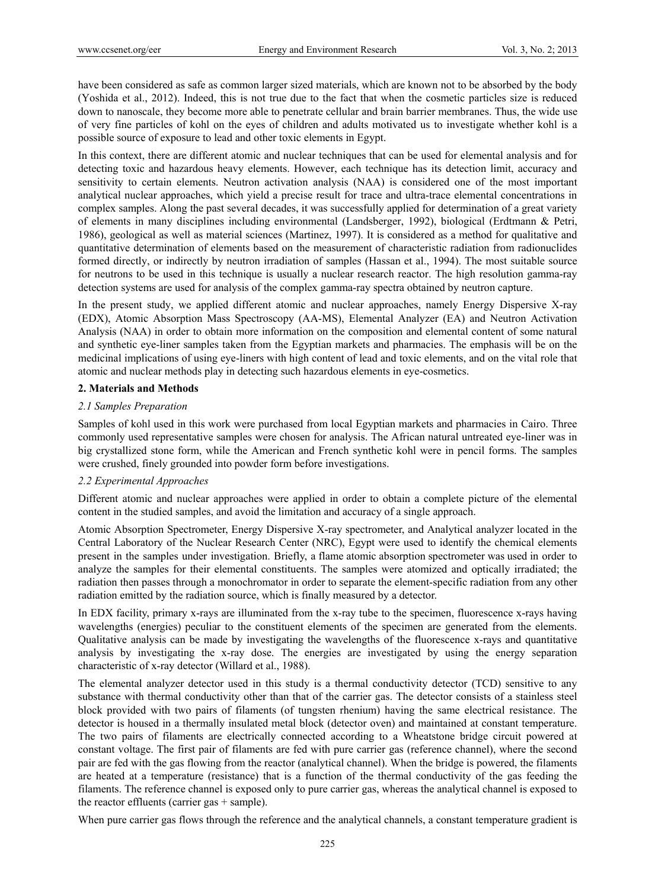have been considered as safe as common larger sized materials, which are known not to be absorbed by the body (Yoshida et al., 2012). Indeed, this is not true due to the fact that when the cosmetic particles size is reduced down to nanoscale, they become more able to penetrate cellular and brain barrier membranes. Thus, the wide use of very fine particles of kohl on the eyes of children and adults motivated us to investigate whether kohl is a possible source of exposure to lead and other toxic elements in Egypt.

In this context, there are different atomic and nuclear techniques that can be used for elemental analysis and for detecting toxic and hazardous heavy elements. However, each technique has its detection limit, accuracy and sensitivity to certain elements. Neutron activation analysis (NAA) is considered one of the most important analytical nuclear approaches, which yield a precise result for trace and ultra-trace elemental concentrations in complex samples. Along the past several decades, it was successfully applied for determination of a great variety of elements in many disciplines including environmental (Landsberger, 1992), biological (Erdtmann & Petri, 1986), geological as well as material sciences (Martinez, 1997). It is considered as a method for qualitative and quantitative determination of elements based on the measurement of characteristic radiation from radionuclides formed directly, or indirectly by neutron irradiation of samples (Hassan et al., 1994). The most suitable source for neutrons to be used in this technique is usually a nuclear research reactor. The high resolution gamma-ray detection systems are used for analysis of the complex gamma-ray spectra obtained by neutron capture.

In the present study, we applied different atomic and nuclear approaches, namely Energy Dispersive X-ray (EDX), Atomic Absorption Mass Spectroscopy (AA-MS), Elemental Analyzer (EA) and Neutron Activation Analysis (NAA) in order to obtain more information on the composition and elemental content of some natural and synthetic eye-liner samples taken from the Egyptian markets and pharmacies. The emphasis will be on the medicinal implications of using eye-liners with high content of lead and toxic elements, and on the vital role that atomic and nuclear methods play in detecting such hazardous elements in eye-cosmetics.

## 2. Materials and Methods

### *2.1 Samples Preparation*

Samples of kohl used in this work were purchased from local Egyptian markets and pharmacies in Cairo. Three commonly used representative samples were chosen for analysis. The African natural untreated eye-liner was in big crystallized stone form, while the American and French synthetic kohl were in pencil forms. The samples were crushed, finely grounded into powder form before investigations.

### *2.2 Experimental Approaches*

Different atomic and nuclear approaches were applied in order to obtain a complete picture of the elemental content in the studied samples, and avoid the limitation and accuracy of a single approach.

Atomic Absorption Spectrometer, Energy Dispersive X-ray spectrometer, and Analytical analyzer located in the Central Laboratory of the Nuclear Research Center (NRC), Egypt were used to identify the chemical elements present in the samples under investigation. Briefly, a flame atomic absorption spectrometer was used in order to analyze the samples for their elemental constituents. The samples were atomized and optically irradiated; the radiation then passes through a monochromator in order to separate the element-specific radiation from any other radiation emitted by the radiation source, which is finally measured by a detector.

In EDX facility, primary x-rays are illuminated from the x-ray tube to the specimen, fluorescence x-rays having wavelengths (energies) peculiar to the constituent elements of the specimen are generated from the elements. Qualitative analysis can be made by investigating the wavelengths of the fluorescence x-rays and quantitative analysis by investigating the x-ray dose. The energies are investigated by using the energy separation characteristic of x-ray detector (Willard et al., 1988).

The elemental analyzer detector used in this study is a thermal conductivity detector (TCD) sensitive to any substance with thermal conductivity other than that of the carrier gas. The detector consists of a stainless steel block provided with two pairs of filaments (of tungsten rhenium) having the same electrical resistance. The detector is housed in a thermally insulated metal block (detector oven) and maintained at constant temperature. The two pairs of filaments are electrically connected according to a Wheatstone bridge circuit powered at constant voltage. The first pair of filaments are fed with pure carrier gas (reference channel), where the second pair are fed with the gas flowing from the reactor (analytical channel). When the bridge is powered, the filaments are heated at a temperature (resistance) that is a function of the thermal conductivity of the gas feeding the filaments. The reference channel is exposed only to pure carrier gas, whereas the analytical channel is exposed to the reactor effluents (carrier gas + sample).

When pure carrier gas flows through the reference and the analytical channels, a constant temperature gradient is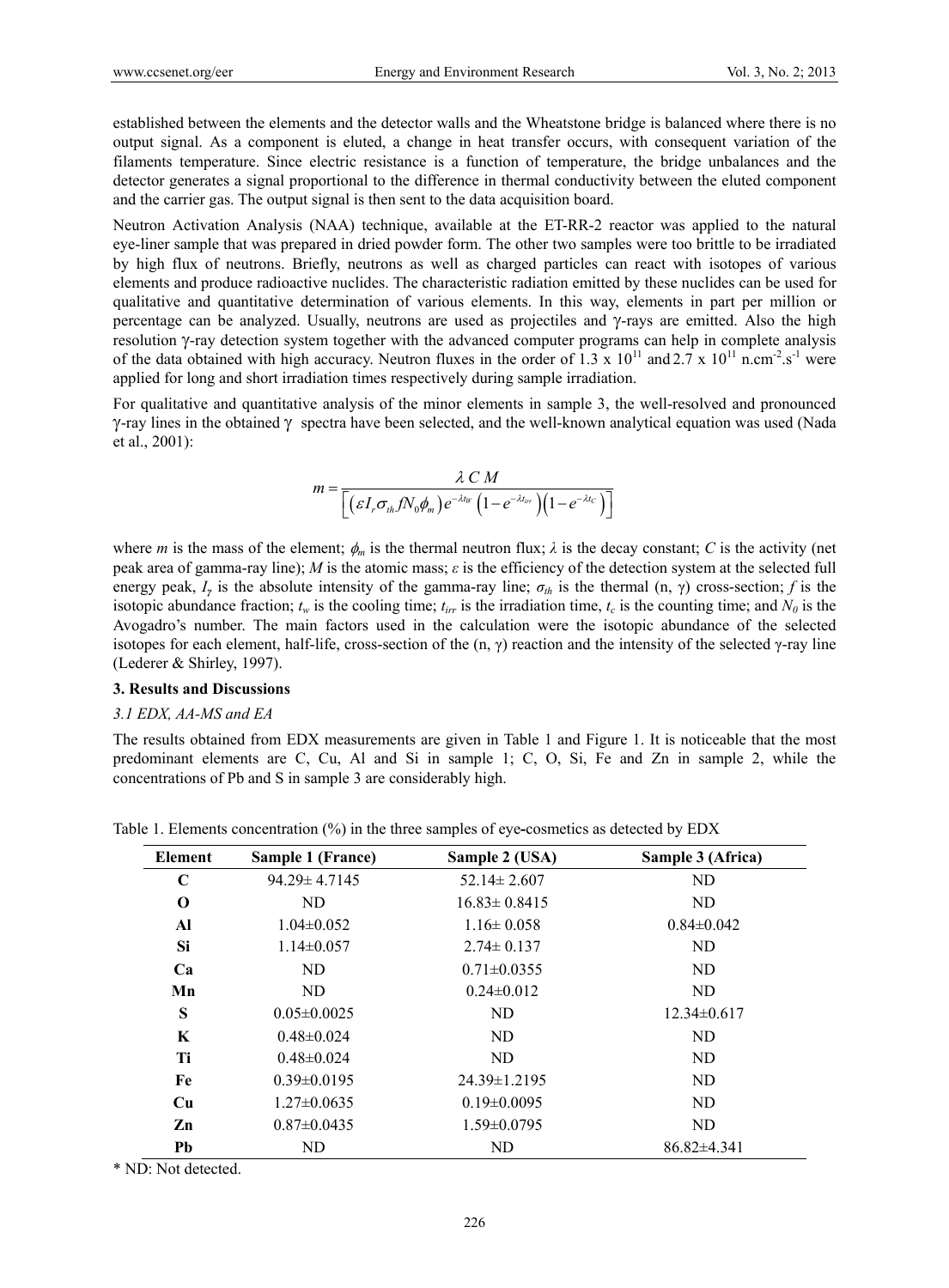established between the elements and the detector walls and the Wheatstone bridge is balanced where there is no output signal. As a component is eluted, a change in heat transfer occurs, with consequent variation of the filaments temperature. Since electric resistance is a function of temperature, the bridge unbalances and the detector generates a signal proportional to the difference in thermal conductivity between the eluted component and the carrier gas. The output signal is then sent to the data acquisition board.

Neutron Activation Analysis (NAA) technique, available at the ET-RR-2 reactor was applied to the natural eye-liner sample that was prepared in dried powder form. The other two samples were too brittle to be irradiated by high flux of neutrons. Briefly, neutrons as well as charged particles can react with isotopes of various elements and produce radioactive nuclides. The characteristic radiation emitted by these nuclides can be used for qualitative and quantitative determination of various elements. In this way, elements in part per million or percentage can be analyzed. Usually, neutrons are used as projectiles and γ-rays are emitted. Also the high resolution γ-ray detection system together with the advanced computer programs can help in complete analysis of the data obtained with high accuracy. Neutron fluxes in the order of $1.3 \times 10^{11}$ and $2.7 \times 10^{11}$ n.cm$^{-2}$.s$^{-1}$ were applied for long and short irradiation times respectively during sample irradiation.

For qualitative and quantitative analysis of the minor elements in sample 3, the well-resolved and pronounced γ-ray lines in the obtained γ spectra have been selected, and the well-known analytical equation was used (Nada et al., 2001):

$$m = \frac{\lambda\, C\, M}{\left[\left(\varepsilon I_{\gamma} \sigma_{th} f N_0 \phi_m\right) e^{-\lambda t_W}\left(1-e^{-\lambda t_{irr}}\right)\left(1-e^{-\lambda t_C}\right)\right]}$$

where $m$ is the mass of the element; $\phi_m$ is the thermal neutron flux; $\lambda$ is the decay constant; $C$ is the activity (net peak area of gamma-ray line); $M$ is the atomic mass; $\varepsilon$ is the efficiency of the detection system at the selected full energy peak, $I_\gamma$ is the absolute intensity of the gamma-ray line; $\sigma_{th}$ is the thermal (n, γ) cross-section; $f$ is the isotopic abundance fraction; $t_w$ is the cooling time; $t_{irr}$ is the irradiation time, $t_c$ is the counting time; and $N_0$ is the Avogadro's number. The main factors used in the calculation were the isotopic abundance of the selected isotopes for each element, half-life, cross-section of the (n, γ) reaction and the intensity of the selected γ-ray line (Lederer & Shirley, 1997).

### 3. Results and Discussions

#### *3.1 EDX, AA-MS and EA*

The results obtained from EDX measurements are given in Table 1 and Figure 1. It is noticeable that the most predominant elements are C, Cu, Al and Si in sample 1; C, O, Si, Fe and Zn in sample 2, while the concentrations of Pb and S in sample 3 are considerably high.

Table 1. Elements concentration (%) in the three samples of eye-cosmetics as detected by EDX

| Element | Sample 1 (France) | Sample 2 (USA) | Sample 3 (Africa) |
|---|---|---|---|
| **C** | 94.29± 4.7145 | 52.14± 2.607 | ND |
| **O** | ND | 16.83± 0.8415 | ND |
| **Al** | 1.04±0.052 | 1.16± 0.058 | 0.84±0.042 |
| **Si** | 1.14±0.057 | 2.74± 0.137 | ND |
| **Ca** | ND | 0.71±0.0355 | ND |
| **Mn** | ND | 0.24±0.012 | ND |
| **S** | 0.05±0.0025 | ND | 12.34±0.617 |
| **K** | 0.48±0.024 | ND | ND |
| **Ti** | 0.48±0.024 | ND | ND |
| **Fe** | 0.39±0.0195 | 24.39±1.2195 | ND |
| **Cu** | 1.27±0.0635 | 0.19±0.0095 | ND |
| **Zn** | 0.87±0.0435 | 1.59±0.0795 | ND |
| **Pb** | ND | ND | 86.82±4.341 |

\* ND: Not detected.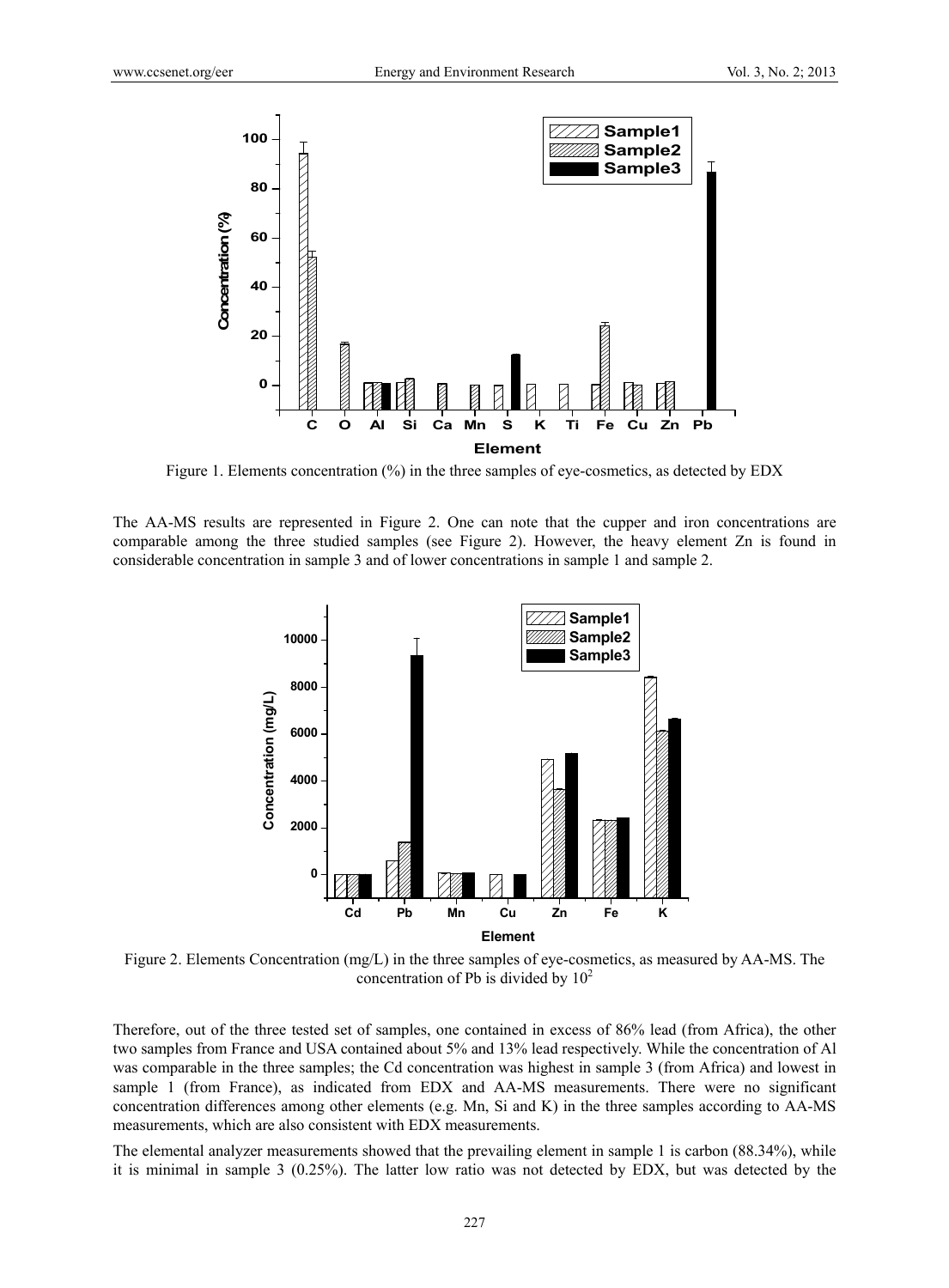Figure 1. Elements concentration (%) in the three samples of eye-cosmetics, as detected by EDX

The AA-MS results are represented in Figure 2. One can note that the cupper and iron concentrations are comparable among the three studied samples (see Figure 2). However, the heavy element Zn is found in considerable concentration in sample 3 and of lower concentrations in sample 1 and sample 2.

Figure 2. Elements Concentration (mg/L) in the three samples of eye-cosmetics, as measured by AA-MS. The concentration of Pb is divided by $10^2$

Therefore, out of the three tested set of samples, one contained in excess of 86% lead (from Africa), the other two samples from France and USA contained about 5% and 13% lead respectively. While the concentration of Al was comparable in the three samples; the Cd concentration was highest in sample 3 (from Africa) and lowest in sample 1 (from France), as indicated from EDX and AA-MS measurements. There were no significant concentration differences among other elements (e.g. Mn, Si and K) in the three samples according to AA-MS measurements, which are also consistent with EDX measurements.

The elemental analyzer measurements showed that the prevailing element in sample 1 is carbon (88.34%), while it is minimal in sample 3 (0.25%). The latter low ratio was not detected by EDX, but was detected by the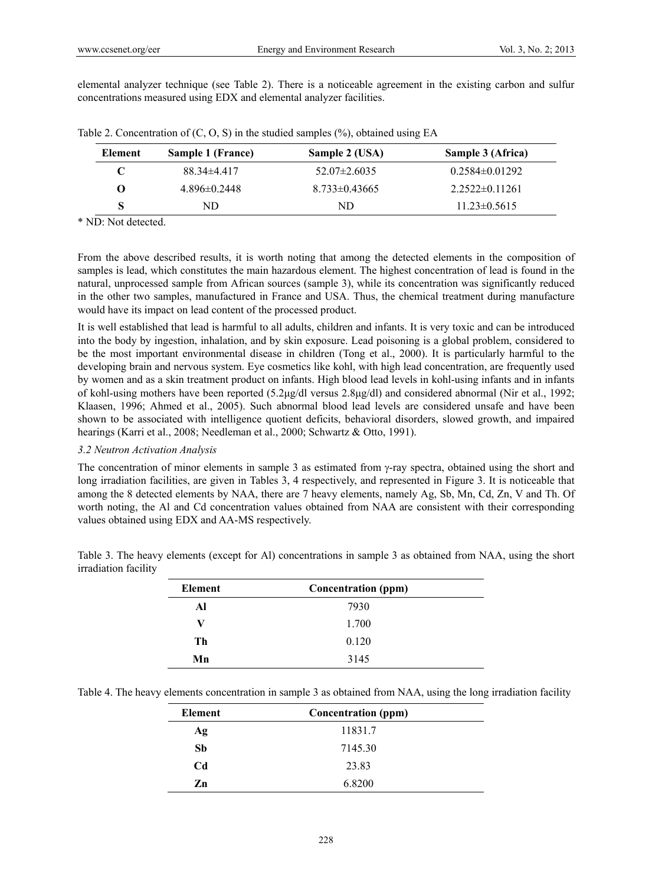elemental analyzer technique (see Table 2). There is a noticeable agreement in the existing carbon and sulfur concentrations measured using EDX and elemental analyzer facilities.

Table 2. Concentration of (C, O, S) in the studied samples (%), obtained using EA

| Element | Sample 1 (France) | Sample 2 (USA) | Sample 3 (Africa) |
|---|---|---|---|
| **C** | 88.34±4.417 | 52.07±2.6035 | 0.2584±0.01292 |
| **O** | 4.896±0.2448 | 8.733±0.43665 | 2.2522±0.11261 |
| **S** | ND | ND | 11.23±0.5615 |

\* ND: Not detected.

From the above described results, it is worth noting that among the detected elements in the composition of samples is lead, which constitutes the main hazardous element. The highest concentration of lead is found in the natural, unprocessed sample from African sources (sample 3), while its concentration was significantly reduced in the other two samples, manufactured in France and USA. Thus, the chemical treatment during manufacture would have its impact on lead content of the processed product.

It is well established that lead is harmful to all adults, children and infants. It is very toxic and can be introduced into the body by ingestion, inhalation, and by skin exposure. Lead poisoning is a global problem, considered to be the most important environmental disease in children (Tong et al., 2000). It is particularly harmful to the developing brain and nervous system. Eye cosmetics like kohl, with high lead concentration, are frequently used by women and as a skin treatment product on infants. High blood lead levels in kohl-using infants and in infants of kohl-using mothers have been reported (5.2µg/dl versus 2.8µg/dl) and considered abnormal (Nir et al., 1992; Klaasen, 1996; Ahmed et al., 2005). Such abnormal blood lead levels are considered unsafe and have been shown to be associated with intelligence quotient deficits, behavioral disorders, slowed growth, and impaired hearings (Karri et al., 2008; Needleman et al., 2000; Schwartz & Otto, 1991).

### *3.2 Neutron Activation Analysis*

The concentration of minor elements in sample 3 as estimated from γ-ray spectra, obtained using the short and long irradiation facilities, are given in Tables 3, 4 respectively, and represented in Figure 3. It is noticeable that among the 8 detected elements by NAA, there are 7 heavy elements, namely Ag, Sb, Mn, Cd, Zn, V and Th. Of worth noting, the Al and Cd concentration values obtained from NAA are consistent with their corresponding values obtained using EDX and AA-MS respectively.

Table 3. The heavy elements (except for Al) concentrations in sample 3 as obtained from NAA, using the short irradiation facility

| Element | Concentration (ppm) |
|---|---|
| **Al** | 7930 |
| **V** | 1.700 |
| **Th** | 0.120 |
| **Mn** | 3145 |

Table 4. The heavy elements concentration in sample 3 as obtained from NAA, using the long irradiation facility

| Element | Concentration (ppm) |
|---|---|
| **Ag** | 11831.7 |
| **Sb** | 7145.30 |
| **Cd** | 23.83 |
| **Zn** | 6.8200 |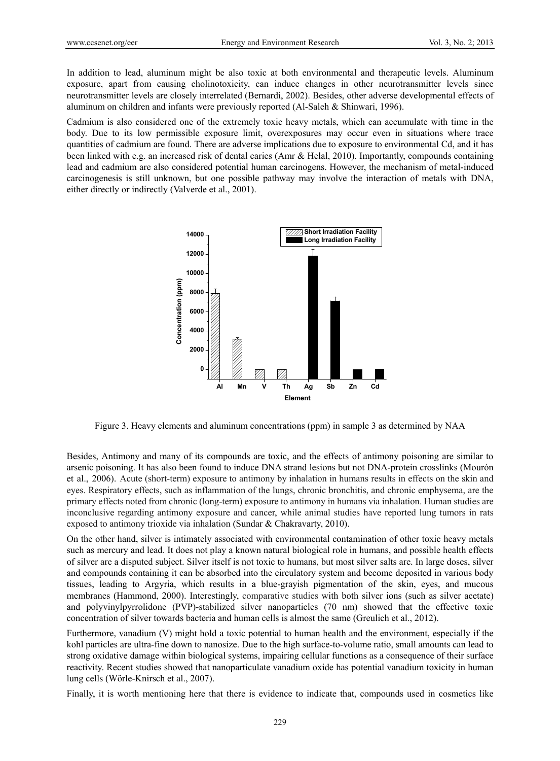In addition to lead, aluminum might be also toxic at both environmental and therapeutic levels. Aluminum exposure, apart from causing cholinotoxicity, can induce changes in other neurotransmitter levels since neurotransmitter levels are closely interrelated (Bernardi, 2002). Besides, other adverse developmental effects of aluminum on children and infants were previously reported (Al-Saleh & Shinwari, 1996).

Cadmium is also considered one of the extremely toxic heavy metals, which can accumulate with time in the body. Due to its low permissible exposure limit, overexposures may occur even in situations where trace quantities of cadmium are found. There are adverse implications due to exposure to environmental Cd, and it has been linked with e.g. an increased risk of dental caries (Amr & Helal, 2010). Importantly, compounds containing lead and cadmium are also considered potential human carcinogens. However, the mechanism of metal-induced carcinogenesis is still unknown, but one possible pathway may involve the interaction of metals with DNA, either directly or indirectly (Valverde et al., 2001).

Figure 3. Heavy elements and aluminum concentrations (ppm) in sample 3 as determined by NAA

Besides, Antimony and many of its compounds are toxic, and the effects of antimony poisoning are similar to arsenic poisoning. It has also been found to induce DNA strand lesions but not DNA-protein crosslinks (Mourón et al., 2006). Acute (short-term) exposure to antimony by inhalation in humans results in effects on the skin and eyes. Respiratory effects, such as inflammation of the lungs, chronic bronchitis, and chronic emphysema, are the primary effects noted from chronic (long-term) exposure to antimony in humans via inhalation. Human studies are inconclusive regarding antimony exposure and cancer, while animal studies have reported lung tumors in rats exposed to antimony trioxide via inhalation (Sundar & Chakravarty, 2010).

On the other hand, silver is intimately associated with environmental contamination of other toxic heavy metals such as mercury and lead. It does not play a known natural biological role in humans, and possible health effects of silver are a disputed subject. Silver itself is not toxic to humans, but most silver salts are. In large doses, silver and compounds containing it can be absorbed into the circulatory system and become deposited in various body tissues, leading to Argyria, which results in a blue-grayish pigmentation of the skin, eyes, and mucous membranes (Hammond, 2000). Interestingly, comparative studies with both silver ions (such as silver acetate) and polyvinylpyrrolidone (PVP)-stabilized silver nanoparticles (70 nm) showed that the effective toxic concentration of silver towards bacteria and human cells is almost the same (Greulich et al., 2012).

Furthermore, vanadium (V) might hold a toxic potential to human health and the environment, especially if the kohl particles are ultra-fine down to nanosize. Due to the high surface-to-volume ratio, small amounts can lead to strong oxidative damage within biological systems, impairing cellular functions as a consequence of their surface reactivity. Recent studies showed that nanoparticulate vanadium oxide has potential vanadium toxicity in human lung cells (Wörle-Knirsch et al., 2007).

Finally, it is worth mentioning here that there is evidence to indicate that, compounds used in cosmetics like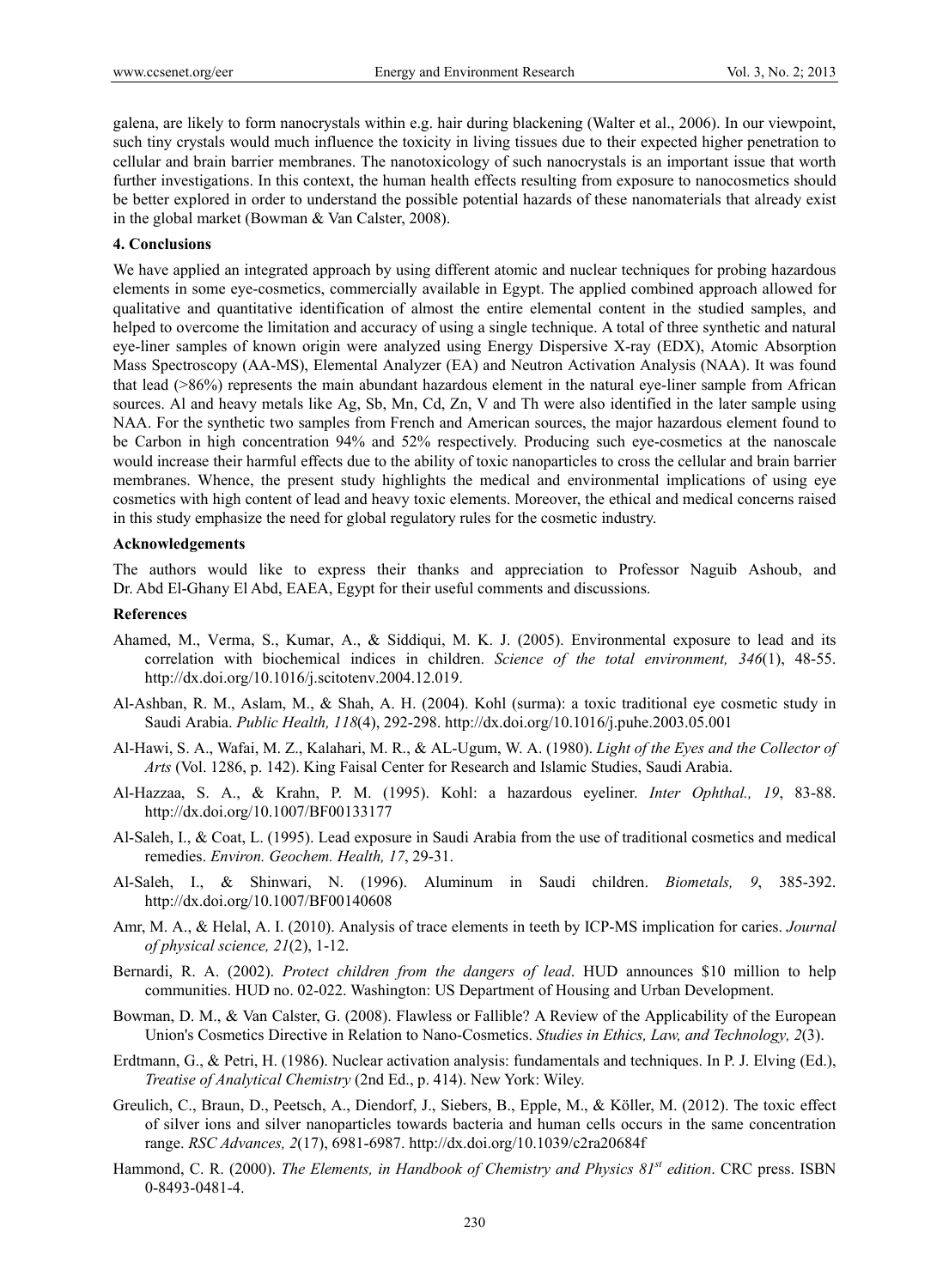galena, are likely to form nanocrystals within e.g. hair during blackening (Walter et al., 2006). In our viewpoint, such tiny crystals would much influence the toxicity in living tissues due to their expected higher penetration to cellular and brain barrier membranes. The nanotoxicology of such nanocrystals is an important issue that worth further investigations. In this context, the human health effects resulting from exposure to nanocosmetics should be better explored in order to understand the possible potential hazards of these nanomaterials that already exist in the global market (Bowman & Van Calster, 2008).

## 4. Conclusions

We have applied an integrated approach by using different atomic and nuclear techniques for probing hazardous elements in some eye-cosmetics, commercially available in Egypt. The applied combined approach allowed for qualitative and quantitative identification of almost the entire elemental content in the studied samples, and helped to overcome the limitation and accuracy of using a single technique. A total of three synthetic and natural eye-liner samples of known origin were analyzed using Energy Dispersive X-ray (EDX), Atomic Absorption Mass Spectroscopy (AA-MS), Elemental Analyzer (EA) and Neutron Activation Analysis (NAA). It was found that lead (>86%) represents the main abundant hazardous element in the natural eye-liner sample from African sources. Al and heavy metals like Ag, Sb, Mn, Cd, Zn, V and Th were also identified in the later sample using NAA. For the synthetic two samples from French and American sources, the major hazardous element found to be Carbon in high concentration 94% and 52% respectively. Producing such eye-cosmetics at the nanoscale would increase their harmful effects due to the ability of toxic nanoparticles to cross the cellular and brain barrier membranes. Whence, the present study highlights the medical and environmental implications of using eye cosmetics with high content of lead and heavy toxic elements. Moreover, the ethical and medical concerns raised in this study emphasize the need for global regulatory rules for the cosmetic industry.

## Acknowledgements

The authors would like to express their thanks and appreciation to Professor Naguib Ashoub, and Dr. Abd El-Ghany El Abd, EAEA, Egypt for their useful comments and discussions.

## References

Ahamed, M., Verma, S., Kumar, A., & Siddiqui, M. K. J. (2005). Environmental exposure to lead and its correlation with biochemical indices in children. *Science of the total environment, 346*(1), 48-55. http://dx.doi.org/10.1016/j.scitotenv.2004.12.019.

Al-Ashban, R. M., Aslam, M., & Shah, A. H. (2004). Kohl (surma): a toxic traditional eye cosmetic study in Saudi Arabia. *Public Health, 118*(4), 292-298. http://dx.doi.org/10.1016/j.puhe.2003.05.001

Al-Hawi, S. A., Wafai, M. Z., Kalahari, M. R., & AL-Ugum, W. A. (1980). *Light of the Eyes and the Collector of Arts* (Vol. 1286, p. 142). King Faisal Center for Research and Islamic Studies, Saudi Arabia.

Al-Hazzaa, S. A., & Krahn, P. M. (1995). Kohl: a hazardous eyeliner. *Inter Ophthal., 19*, 83-88. http://dx.doi.org/10.1007/BF00133177

Al-Saleh, I., & Coat, L. (1995). Lead exposure in Saudi Arabia from the use of traditional cosmetics and medical remedies. *Environ. Geochem. Health, 17*, 29-31.

Al-Saleh, I., & Shinwari, N. (1996). Aluminum in Saudi children. *Biometals, 9*, 385-392. http://dx.doi.org/10.1007/BF00140608

Amr, M. A., & Helal, A. I. (2010). Analysis of trace elements in teeth by ICP-MS implication for caries. *Journal of physical science, 21*(2), 1-12.

Bernardi, R. A. (2002). *Protect children from the dangers of lead*. HUD announces $10 million to help communities. HUD no. 02-022. Washington: US Department of Housing and Urban Development.

Bowman, D. M., & Van Calster, G. (2008). Flawless or Fallible? A Review of the Applicability of the European Union's Cosmetics Directive in Relation to Nano-Cosmetics. *Studies in Ethics, Law, and Technology, 2*(3).

Erdtmann, G., & Petri, H. (1986). Nuclear activation analysis: fundamentals and techniques. In P. J. Elving (Ed.), *Treatise of Analytical Chemistry* (2nd Ed., p. 414). New York: Wiley.

Greulich, C., Braun, D., Peetsch, A., Diendorf, J., Siebers, B., Epple, M., & Köller, M. (2012). The toxic effect of silver ions and silver nanoparticles towards bacteria and human cells occurs in the same concentration range. *RSC Advances, 2*(17), 6981-6987. http://dx.doi.org/10.1039/c2ra20684f

Hammond, C. R. (2000). *The Elements, in Handbook of Chemistry and Physics 81st edition*. CRC press. ISBN 0-8493-0481-4.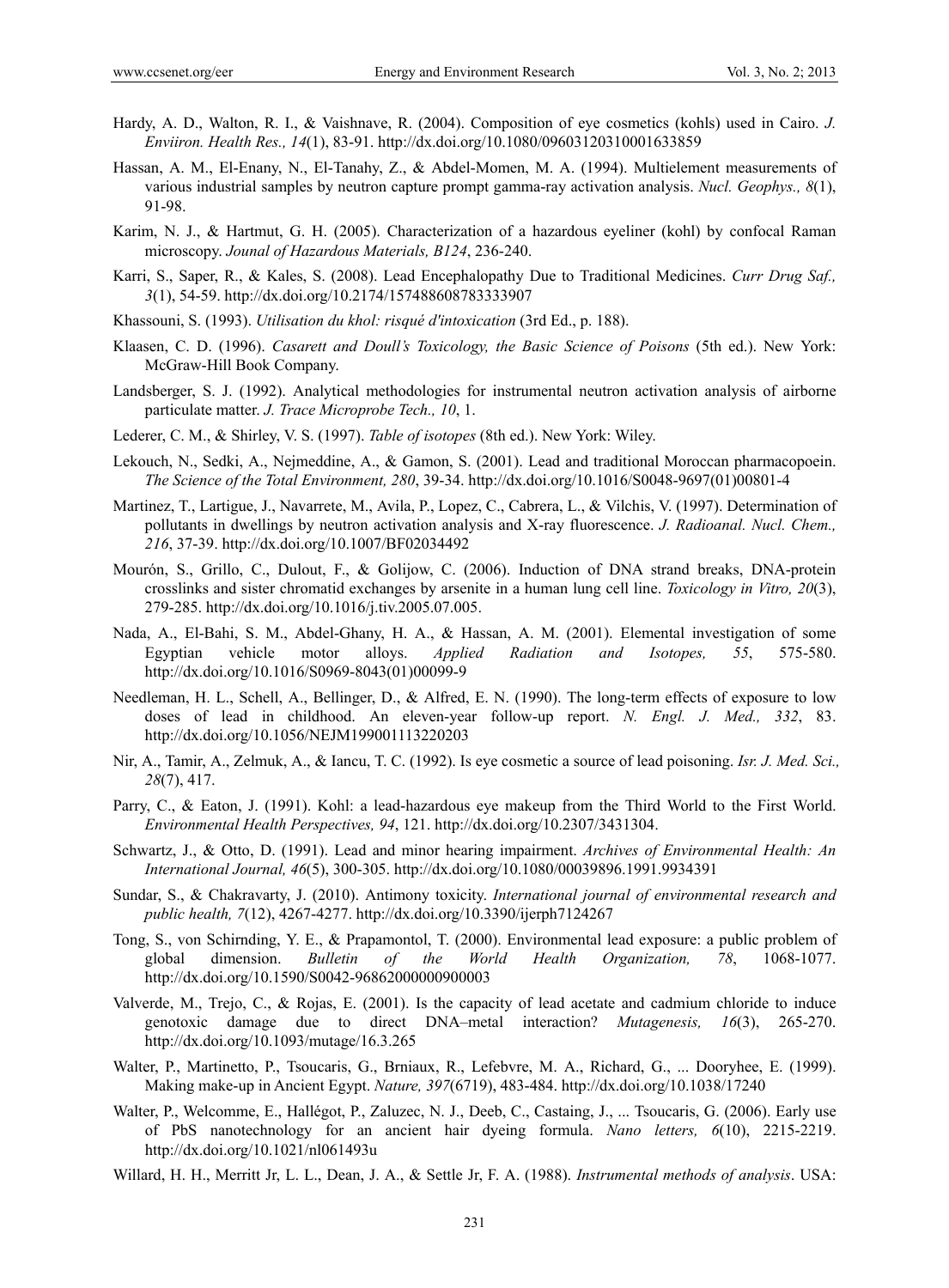Hardy, A. D., Walton, R. I., & Vaishnave, R. (2004). Composition of eye cosmetics (kohls) used in Cairo. *J. Enviiron. Health Res., 14*(1), 83-91. http://dx.doi.org/10.1080/09603120310001633859

Hassan, A. M., El-Enany, N., El-Tanahy, Z., & Abdel-Momen, M. A. (1994). Multielement measurements of various industrial samples by neutron capture prompt gamma-ray activation analysis. *Nucl. Geophys., 8*(1), 91-98.

Karim, N. J., & Hartmut, G. H. (2005). Characterization of a hazardous eyeliner (kohl) by confocal Raman microscopy. *Jounal of Hazardous Materials, B124*, 236-240.

Karri, S., Saper, R., & Kales, S. (2008). Lead Encephalopathy Due to Traditional Medicines. *Curr Drug Saf., 3*(1), 54-59. http://dx.doi.org/10.2174/157488608783333907

Khassouni, S. (1993). *Utilisation du khol: risqué d'intoxication* (3rd Ed., p. 188).

Klaasen, C. D. (1996). *Casarett and Doull's Toxicology, the Basic Science of Poisons* (5th ed.). New York: McGraw-Hill Book Company.

Landsberger, S. J. (1992). Analytical methodologies for instrumental neutron activation analysis of airborne particulate matter. *J. Trace Microprobe Tech., 10*, 1.

Lederer, C. M., & Shirley, V. S. (1997). *Table of isotopes* (8th ed.). New York: Wiley.

Lekouch, N., Sedki, A., Nejmeddine, A., & Gamon, S. (2001). Lead and traditional Moroccan pharmacopoein. *The Science of the Total Environment, 280*, 39-34. http://dx.doi.org/10.1016/S0048-9697(01)00801-4

Martinez, T., Lartigue, J., Navarrete, M., Avila, P., Lopez, C., Cabrera, L., & Vilchis, V. (1997). Determination of pollutants in dwellings by neutron activation analysis and X-ray fluorescence. *J. Radioanal. Nucl. Chem., 216*, 37-39. http://dx.doi.org/10.1007/BF02034492

Mourón, S., Grillo, C., Dulout, F., & Golijow, C. (2006). Induction of DNA strand breaks, DNA-protein crosslinks and sister chromatid exchanges by arsenite in a human lung cell line. *Toxicology in Vitro, 20*(3), 279-285. http://dx.doi.org/10.1016/j.tiv.2005.07.005.

Nada, A., El-Bahi, S. M., Abdel-Ghany, H. A., & Hassan, A. M. (2001). Elemental investigation of some Egyptian vehicle motor alloys. *Applied Radiation and Isotopes, 55*, 575-580. http://dx.doi.org/10.1016/S0969-8043(01)00099-9

Needleman, H. L., Schell, A., Bellinger, D., & Alfred, E. N. (1990). The long-term effects of exposure to low doses of lead in childhood. An eleven-year follow-up report. *N. Engl. J. Med., 332*, 83. http://dx.doi.org/10.1056/NEJM199001113220203

Nir, A., Tamir, A., Zelmuk, A., & Iancu, T. C. (1992). Is eye cosmetic a source of lead poisoning. *Isr. J. Med. Sci., 28*(7), 417.

Parry, C., & Eaton, J. (1991). Kohl: a lead-hazardous eye makeup from the Third World to the First World. *Environmental Health Perspectives, 94*, 121. http://dx.doi.org/10.2307/3431304.

Schwartz, J., & Otto, D. (1991). Lead and minor hearing impairment. *Archives of Environmental Health: An International Journal, 46*(5), 300-305. http://dx.doi.org/10.1080/00039896.1991.9934391

Sundar, S., & Chakravarty, J. (2010). Antimony toxicity. *International journal of environmental research and public health, 7*(12), 4267-4277. http://dx.doi.org/10.3390/ijerph7124267

Tong, S., von Schirnding, Y. E., & Prapamontol, T. (2000). Environmental lead exposure: a public problem of global dimension. *Bulletin of the World Health Organization, 78*, 1068-1077. http://dx.doi.org/10.1590/S0042-96862000000900003

Valverde, M., Trejo, C., & Rojas, E. (2001). Is the capacity of lead acetate and cadmium chloride to induce genotoxic damage due to direct DNA–metal interaction? *Mutagenesis, 16*(3), 265-270. http://dx.doi.org/10.1093/mutage/16.3.265

Walter, P., Martinetto, P., Tsoucaris, G., Brniaux, R., Lefebvre, M. A., Richard, G., ... Dooryhee, E. (1999). Making make-up in Ancient Egypt. *Nature, 397*(6719), 483-484. http://dx.doi.org/10.1038/17240

Walter, P., Welcomme, E., Hallégot, P., Zaluzec, N. J., Deeb, C., Castaing, J., ... Tsoucaris, G. (2006). Early use of PbS nanotechnology for an ancient hair dyeing formula. *Nano letters, 6*(10), 2215-2219. http://dx.doi.org/10.1021/nl061493u

Willard, H. H., Merritt Jr, L. L., Dean, J. A., & Settle Jr, F. A. (1988). *Instrumental methods of analysis*. USA: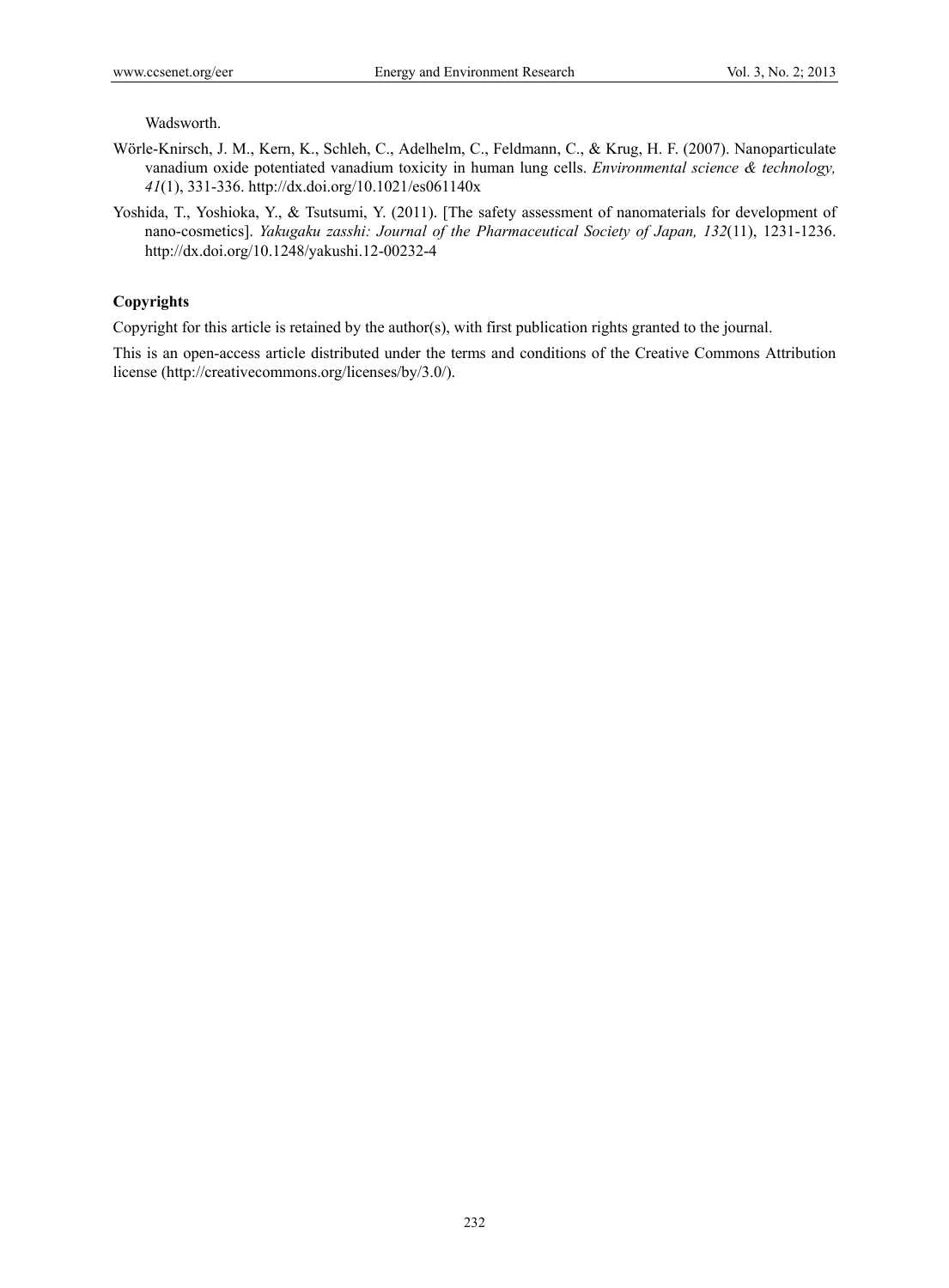Wadsworth.

Wörle-Knirsch, J. M., Kern, K., Schleh, C., Adelhelm, C., Feldmann, C., & Krug, H. F. (2007). Nanoparticulate vanadium oxide potentiated vanadium toxicity in human lung cells. *Environmental science & technology, 41*(1), 331-336. http://dx.doi.org/10.1021/es061140x

Yoshida, T., Yoshioka, Y., & Tsutsumi, Y. (2011). [The safety assessment of nanomaterials for development of nano-cosmetics]. *Yakugaku zasshi: Journal of the Pharmaceutical Society of Japan, 132*(11), 1231-1236. http://dx.doi.org/10.1248/yakushi.12-00232-4

**Copyrights**

Copyright for this article is retained by the author(s), with first publication rights granted to the journal.

This is an open-access article distributed under the terms and conditions of the Creative Commons Attribution license (http://creativecommons.org/licenses/by/3.0/).